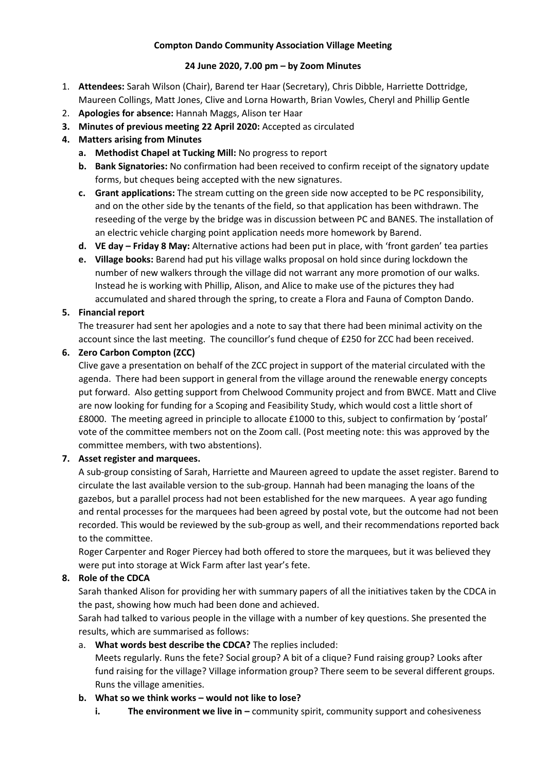**Compton Dando Community Association Village Meeting**

**24 June 2020, 7.00 pm – by Zoom Minutes**

1. **Attendees:** Sarah Wilson (Chair), Barend ter Haar (Secretary), Chris Dibble, Harriette Dottridge, Maureen Collings, Matt Jones, Clive and Lorna Howarth, Brian Vowles, Cheryl and Phillip Gentle
2. **Apologies for absence:** Hannah Maggs, Alison ter Haar
3. **Minutes of previous meeting 22 April 2020:** Accepted as circulated
4. **Matters arising from Minutes**
   a. **Methodist Chapel at Tucking Mill:** No progress to report
   b. **Bank Signatories:** No confirmation had been received to confirm receipt of the signatory update forms, but cheques being accepted with the new signatures.
   c. **Grant applications:** The stream cutting on the green side now accepted to be PC responsibility, and on the other side by the tenants of the field, so that application has been withdrawn. The reseeding of the verge by the bridge was in discussion between PC and BANES. The installation of an electric vehicle charging point application needs more homework by Barend.
   d. **VE day – Friday 8 May:** Alternative actions had been put in place, with 'front garden' tea parties
   e. **Village books:** Barend had put his village walks proposal on hold since during lockdown the number of new walkers through the village did not warrant any more promotion of our walks. Instead he is working with Phillip, Alison, and Alice to make use of the pictures they had accumulated and shared through the spring, to create a Flora and Fauna of Compton Dando.
5. **Financial report**

   The treasurer had sent her apologies and a note to say that there had been minimal activity on the account since the last meeting. The councillor's fund cheque of £250 for ZCC had been received.
6. **Zero Carbon Compton (ZCC)**

   Clive gave a presentation on behalf of the ZCC project in support of the material circulated with the agenda. There had been support in general from the village around the renewable energy concepts put forward. Also getting support from Chelwood Community project and from BWCE. Matt and Clive are now looking for funding for a Scoping and Feasibility Study, which would cost a little short of £8000. The meeting agreed in principle to allocate £1000 to this, subject to confirmation by 'postal' vote of the committee members not on the Zoom call. (Post meeting note: this was approved by the committee members, with two abstentions).
7. **Asset register and marquees.**

   A sub-group consisting of Sarah, Harriette and Maureen agreed to update the asset register. Barend to circulate the last available version to the sub-group. Hannah had been managing the loans of the gazebos, but a parallel process had not been established for the new marquees. A year ago funding and rental processes for the marquees had been agreed by postal vote, but the outcome had not been recorded. This would be reviewed by the sub-group as well, and their recommendations reported back to the committee.

   Roger Carpenter and Roger Piercey had both offered to store the marquees, but it was believed they were put into storage at Wick Farm after last year's fete.
8. **Role of the CDCA**

   Sarah thanked Alison for providing her with summary papers of all the initiatives taken by the CDCA in the past, showing how much had been done and achieved.

   Sarah had talked to various people in the village with a number of key questions. She presented the results, which are summarised as follows:

   a. **What words best describe the CDCA?** The replies included:
   Meets regularly. Runs the fete? Social group? A bit of a clique? Fund raising group? Looks after fund raising for the village? Village information group? There seem to be several different groups. Runs the village amenities.

   b. **What so we think works – would not like to lose?**
      i. **The environment we live in –** community spirit, community support and cohesiveness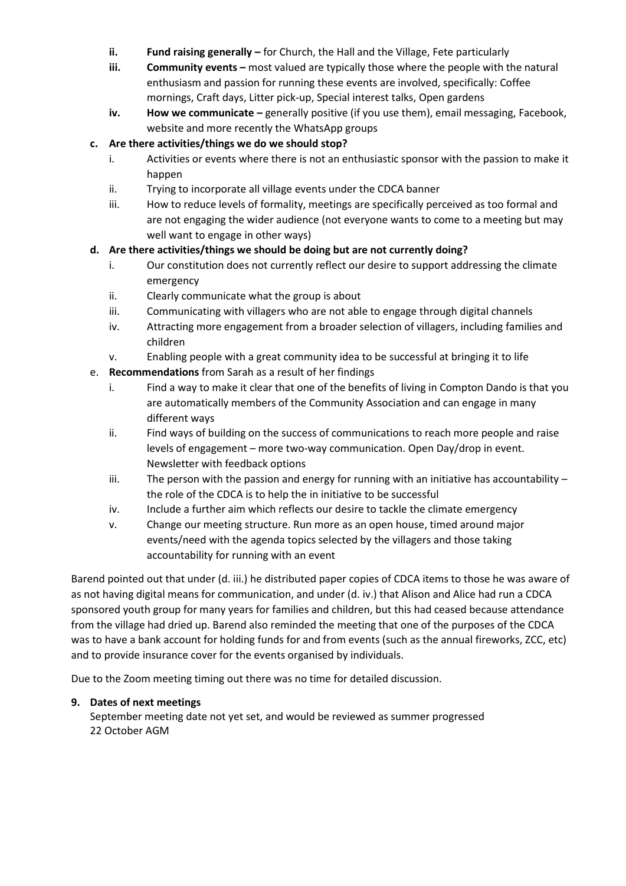- **ii. Fund raising generally –** for Church, the Hall and the Village, Fete particularly
- **iii. Community events –** most valued are typically those where the people with the natural enthusiasm and passion for running these events are involved, specifically: Coffee mornings, Craft days, Litter pick-up, Special interest talks, Open gardens
- **iv. How we communicate –** generally positive (if you use them), email messaging, Facebook, website and more recently the WhatsApp groups

**c. Are there activities/things we do we should stop?**

- i. Activities or events where there is not an enthusiastic sponsor with the passion to make it happen
- ii. Trying to incorporate all village events under the CDCA banner
- iii. How to reduce levels of formality, meetings are specifically perceived as too formal and are not engaging the wider audience (not everyone wants to come to a meeting but may well want to engage in other ways)

**d. Are there activities/things we should be doing but are not currently doing?**

- i. Our constitution does not currently reflect our desire to support addressing the climate emergency
- ii. Clearly communicate what the group is about
- iii. Communicating with villagers who are not able to engage through digital channels
- iv. Attracting more engagement from a broader selection of villagers, including families and children
- v. Enabling people with a great community idea to be successful at bringing it to life

e. **Recommendations** from Sarah as a result of her findings

- i. Find a way to make it clear that one of the benefits of living in Compton Dando is that you are automatically members of the Community Association and can engage in many different ways
- ii. Find ways of building on the success of communications to reach more people and raise levels of engagement – more two-way communication. Open Day/drop in event. Newsletter with feedback options
- iii. The person with the passion and energy for running with an initiative has accountability – the role of the CDCA is to help the in initiative to be successful
- iv. Include a further aim which reflects our desire to tackle the climate emergency
- v. Change our meeting structure. Run more as an open house, timed around major events/need with the agenda topics selected by the villagers and those taking accountability for running with an event

Barend pointed out that under (d. iii.) he distributed paper copies of CDCA items to those he was aware of as not having digital means for communication, and under (d. iv.) that Alison and Alice had run a CDCA sponsored youth group for many years for families and children, but this had ceased because attendance from the village had dried up. Barend also reminded the meeting that one of the purposes of the CDCA was to have a bank account for holding funds for and from events (such as the annual fireworks, ZCC, etc) and to provide insurance cover for the events organised by individuals.

Due to the Zoom meeting timing out there was no time for detailed discussion.

**9. Dates of next meetings**

September meeting date not yet set, and would be reviewed as summer progressed
22 October AGM